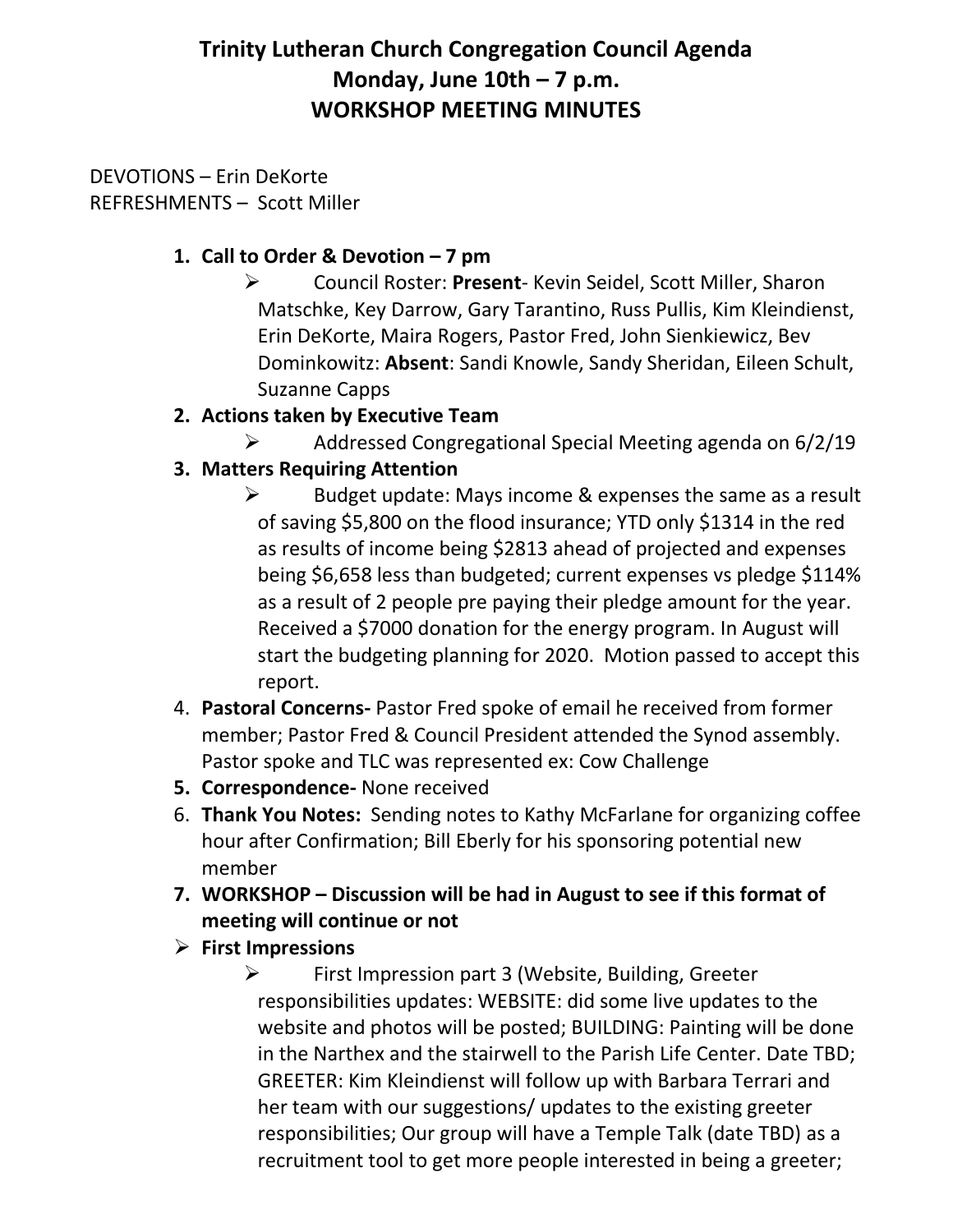# Trinity Lutheran Church Congregation Council Agenda
## Monday, June 10th – 7 p.m.
## WORKSHOP MEETING MINUTES

DEVOTIONS – Erin DeKorte
REFRESHMENTS – Scott Miller

1. **Call to Order & Devotion – 7 pm**
   - Council Roster: **Present**- Kevin Seidel, Scott Miller, Sharon Matschke, Key Darrow, Gary Tarantino, Russ Pullis, Kim Kleindienst, Erin DeKorte, Maira Rogers, Pastor Fred, John Sienkiewicz, Bev Dominkowitz: **Absent**: Sandi Knowle, Sandy Sheridan, Eileen Schult, Suzanne Capps
2. **Actions taken by Executive Team**
   - Addressed Congregational Special Meeting agenda on 6/2/19
3. **Matters Requiring Attention**
   - Budget update: Mays income & expenses the same as a result of saving $5,800 on the flood insurance; YTD only $1314 in the red as results of income being $2813 ahead of projected and expenses being $6,658 less than budgeted; current expenses vs pledge $114% as a result of 2 people pre paying their pledge amount for the year. Received a $7000 donation for the energy program. In August will start the budgeting planning for 2020. Motion passed to accept this report.
4. **Pastoral Concerns-** Pastor Fred spoke of email he received from former member; Pastor Fred & Council President attended the Synod assembly. Pastor spoke and TLC was represented ex: Cow Challenge
5. **Correspondence-** None received
6. **Thank You Notes:** Sending notes to Kathy McFarlane for organizing coffee hour after Confirmation; Bill Eberly for his sponsoring potential new member
7. **WORKSHOP – Discussion will be had in August to see if this format of meeting will continue or not**

- **First Impressions**
  - First Impression part 3 (Website, Building, Greeter responsibilities updates: WEBSITE: did some live updates to the website and photos will be posted; BUILDING: Painting will be done in the Narthex and the stairwell to the Parish Life Center. Date TBD; GREETER: Kim Kleindienst will follow up with Barbara Terrari and her team with our suggestions/ updates to the existing greeter responsibilities; Our group will have a Temple Talk (date TBD) as a recruitment tool to get more people interested in being a greeter;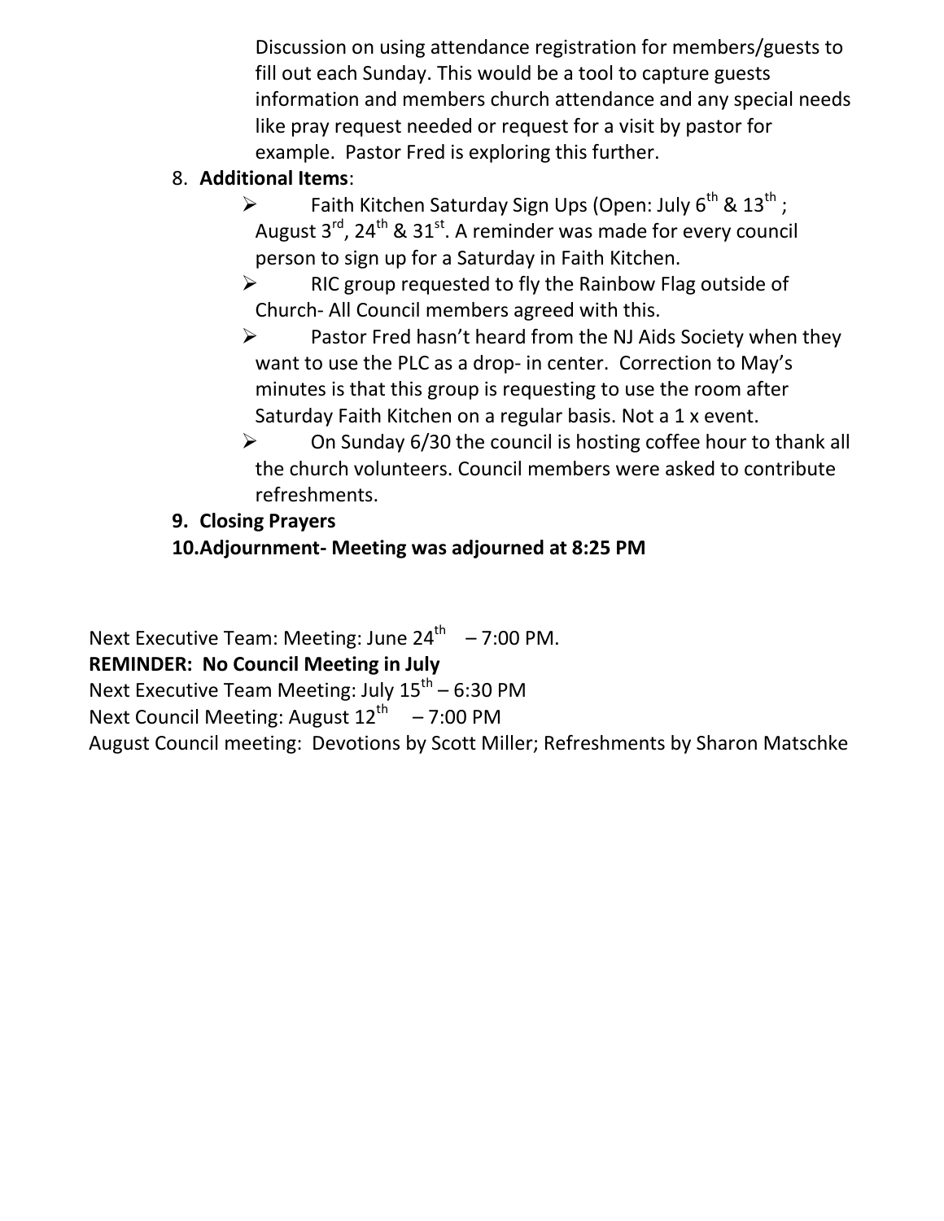Discussion on using attendance registration for members/guests to fill out each Sunday. This would be a tool to capture guests information and members church attendance and any special needs like pray request needed or request for a visit by pastor for example. Pastor Fred is exploring this further.

8. **Additional Items**:
   - Faith Kitchen Saturday Sign Ups (Open: July 6th & 13th ; August 3rd, 24th & 31st. A reminder was made for every council person to sign up for a Saturday in Faith Kitchen.
   - RIC group requested to fly the Rainbow Flag outside of Church- All Council members agreed with this.
   - Pastor Fred hasn't heard from the NJ Aids Society when they want to use the PLC as a drop- in center. Correction to May's minutes is that this group is requesting to use the room after Saturday Faith Kitchen on a regular basis. Not a 1 x event.
   - On Sunday 6/30 the council is hosting coffee hour to thank all the church volunteers. Council members were asked to contribute refreshments.
9. **Closing Prayers**
10. **Adjournment- Meeting was adjourned at 8:25 PM**

Next Executive Team: Meeting: June 24th – 7:00 PM.

**REMINDER: No Council Meeting in July**

Next Executive Team Meeting: July 15th – 6:30 PM

Next Council Meeting: August 12th – 7:00 PM

August Council meeting: Devotions by Scott Miller; Refreshments by Sharon Matschke